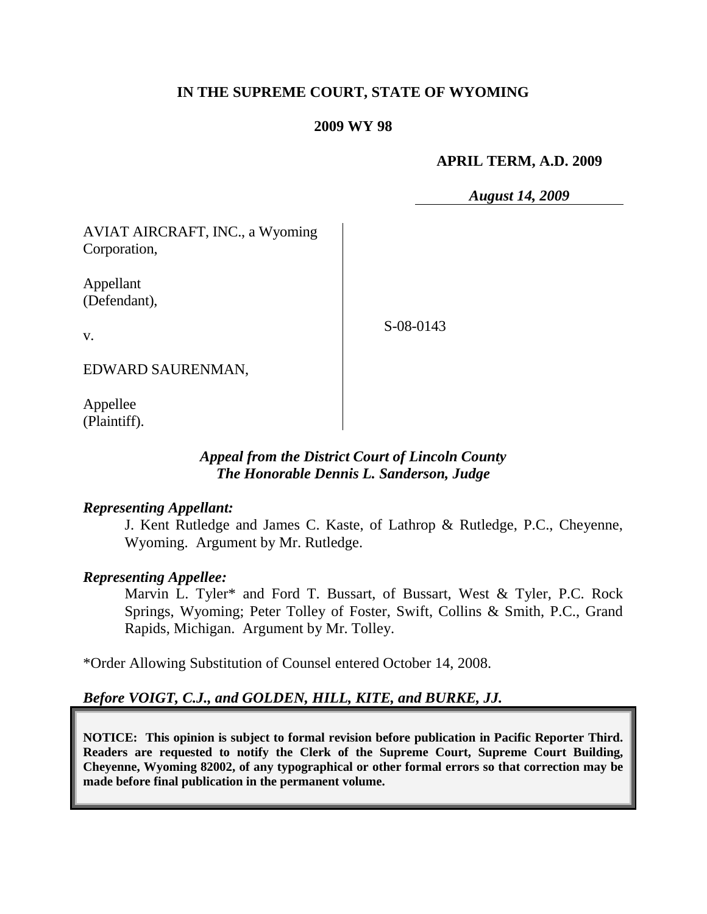**IN THE SUPREME COURT, STATE OF WYOMING**

**2009 WY 98**

**APRIL TERM, A.D. 2009**

*August 14, 2009*

| | |
|---|---|
| AVIAT AIRCRAFT, INC., a Wyoming Corporation,<br><br>Appellant (Defendant),<br><br>v.<br><br>EDWARD SAURENMAN,<br><br>Appellee (Plaintiff). | S-08-0143 |

***Appeal from the District Court of Lincoln County***
***The Honorable Dennis L. Sanderson, Judge***

***Representing Appellant:***

J. Kent Rutledge and James C. Kaste, of Lathrop & Rutledge, P.C., Cheyenne, Wyoming. Argument by Mr. Rutledge.

***Representing Appellee:***

Marvin L. Tyler* and Ford T. Bussart, of Bussart, West & Tyler, P.C. Rock Springs, Wyoming; Peter Tolley of Foster, Swift, Collins & Smith, P.C., Grand Rapids, Michigan. Argument by Mr. Tolley.

*Order Allowing Substitution of Counsel entered October 14, 2008.

***Before VOIGT, C.J., and GOLDEN, HILL, KITE, and BURKE, JJ.***

**NOTICE: This opinion is subject to formal revision before publication in Pacific Reporter Third. Readers are requested to notify the Clerk of the Supreme Court, Supreme Court Building, Cheyenne, Wyoming 82002, of any typographical or other formal errors so that correction may be made before final publication in the permanent volume.**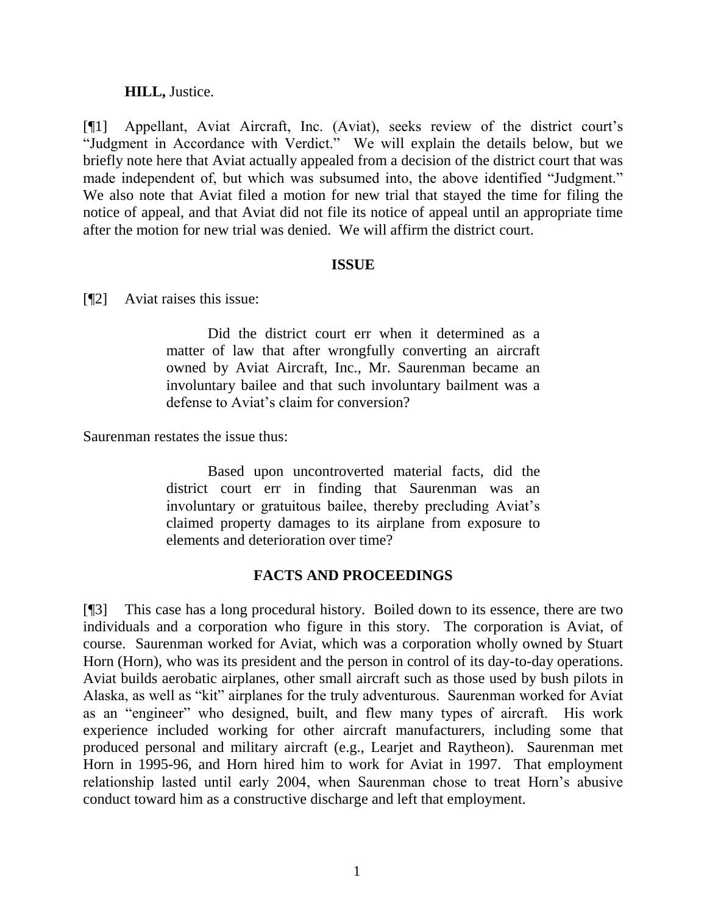**HILL,** Justice.

[¶1] Appellant, Aviat Aircraft, Inc. (Aviat), seeks review of the district court's "Judgment in Accordance with Verdict." We will explain the details below, but we briefly note here that Aviat actually appealed from a decision of the district court that was made independent of, but which was subsumed into, the above identified "Judgment." We also note that Aviat filed a motion for new trial that stayed the time for filing the notice of appeal, and that Aviat did not file its notice of appeal until an appropriate time after the motion for new trial was denied. We will affirm the district court.

## ISSUE

[¶2] Aviat raises this issue:

> Did the district court err when it determined as a matter of law that after wrongfully converting an aircraft owned by Aviat Aircraft, Inc., Mr. Saurenman became an involuntary bailee and that such involuntary bailment was a defense to Aviat's claim for conversion?

Saurenman restates the issue thus:

> Based upon uncontroverted material facts, did the district court err in finding that Saurenman was an involuntary or gratuitous bailee, thereby precluding Aviat's claimed property damages to its airplane from exposure to elements and deterioration over time?

## FACTS AND PROCEEDINGS

[¶3] This case has a long procedural history. Boiled down to its essence, there are two individuals and a corporation who figure in this story. The corporation is Aviat, of course. Saurenman worked for Aviat, which was a corporation wholly owned by Stuart Horn (Horn), who was its president and the person in control of its day-to-day operations. Aviat builds aerobatic airplanes, other small aircraft such as those used by bush pilots in Alaska, as well as "kit" airplanes for the truly adventurous. Saurenman worked for Aviat as an "engineer" who designed, built, and flew many types of aircraft. His work experience included working for other aircraft manufacturers, including some that produced personal and military aircraft (e.g., Learjet and Raytheon). Saurenman met Horn in 1995-96, and Horn hired him to work for Aviat in 1997. That employment relationship lasted until early 2004, when Saurenman chose to treat Horn's abusive conduct toward him as a constructive discharge and left that employment.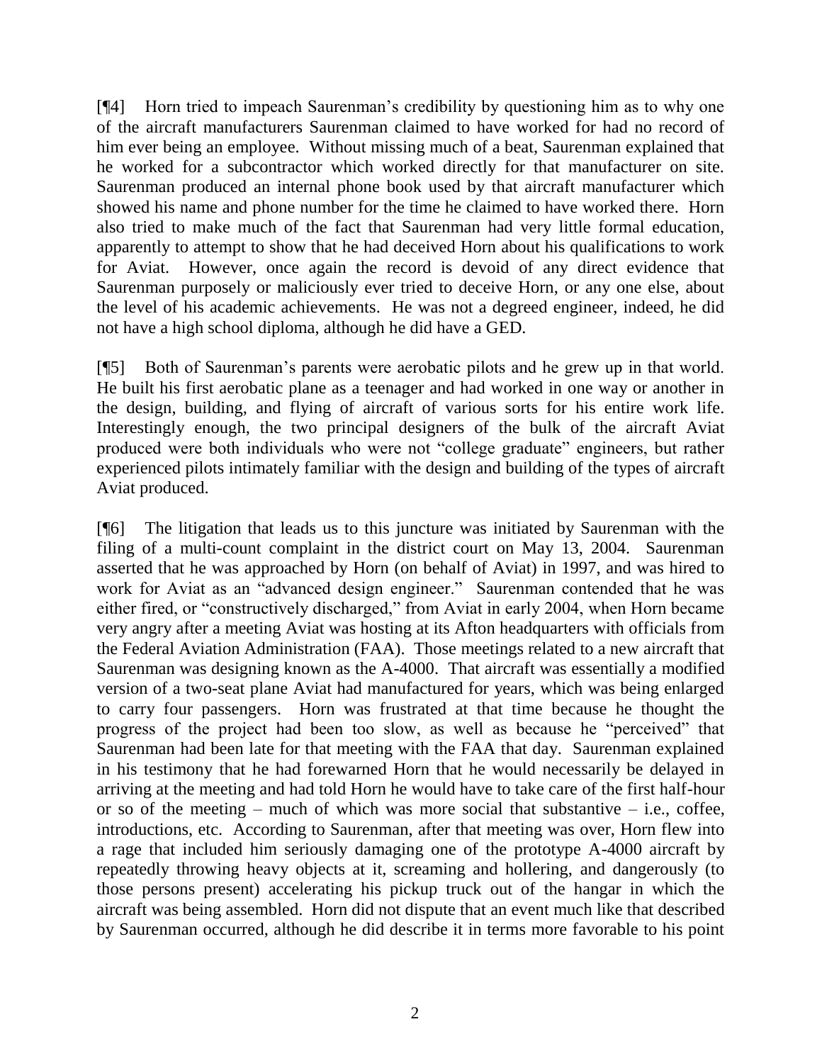[¶4] Horn tried to impeach Saurenman's credibility by questioning him as to why one of the aircraft manufacturers Saurenman claimed to have worked for had no record of him ever being an employee. Without missing much of a beat, Saurenman explained that he worked for a subcontractor which worked directly for that manufacturer on site. Saurenman produced an internal phone book used by that aircraft manufacturer which showed his name and phone number for the time he claimed to have worked there. Horn also tried to make much of the fact that Saurenman had very little formal education, apparently to attempt to show that he had deceived Horn about his qualifications to work for Aviat. However, once again the record is devoid of any direct evidence that Saurenman purposely or maliciously ever tried to deceive Horn, or any one else, about the level of his academic achievements. He was not a degreed engineer, indeed, he did not have a high school diploma, although he did have a GED.

[¶5] Both of Saurenman's parents were aerobatic pilots and he grew up in that world. He built his first aerobatic plane as a teenager and had worked in one way or another in the design, building, and flying of aircraft of various sorts for his entire work life. Interestingly enough, the two principal designers of the bulk of the aircraft Aviat produced were both individuals who were not "college graduate" engineers, but rather experienced pilots intimately familiar with the design and building of the types of aircraft Aviat produced.

[¶6] The litigation that leads us to this juncture was initiated by Saurenman with the filing of a multi-count complaint in the district court on May 13, 2004. Saurenman asserted that he was approached by Horn (on behalf of Aviat) in 1997, and was hired to work for Aviat as an "advanced design engineer." Saurenman contended that he was either fired, or "constructively discharged," from Aviat in early 2004, when Horn became very angry after a meeting Aviat was hosting at its Afton headquarters with officials from the Federal Aviation Administration (FAA). Those meetings related to a new aircraft that Saurenman was designing known as the A-4000. That aircraft was essentially a modified version of a two-seat plane Aviat had manufactured for years, which was being enlarged to carry four passengers. Horn was frustrated at that time because he thought the progress of the project had been too slow, as well as because he "perceived" that Saurenman had been late for that meeting with the FAA that day. Saurenman explained in his testimony that he had forewarned Horn that he would necessarily be delayed in arriving at the meeting and had told Horn he would have to take care of the first half-hour or so of the meeting – much of which was more social that substantive – i.e., coffee, introductions, etc. According to Saurenman, after that meeting was over, Horn flew into a rage that included him seriously damaging one of the prototype A-4000 aircraft by repeatedly throwing heavy objects at it, screaming and hollering, and dangerously (to those persons present) accelerating his pickup truck out of the hangar in which the aircraft was being assembled. Horn did not dispute that an event much like that described by Saurenman occurred, although he did describe it in terms more favorable to his point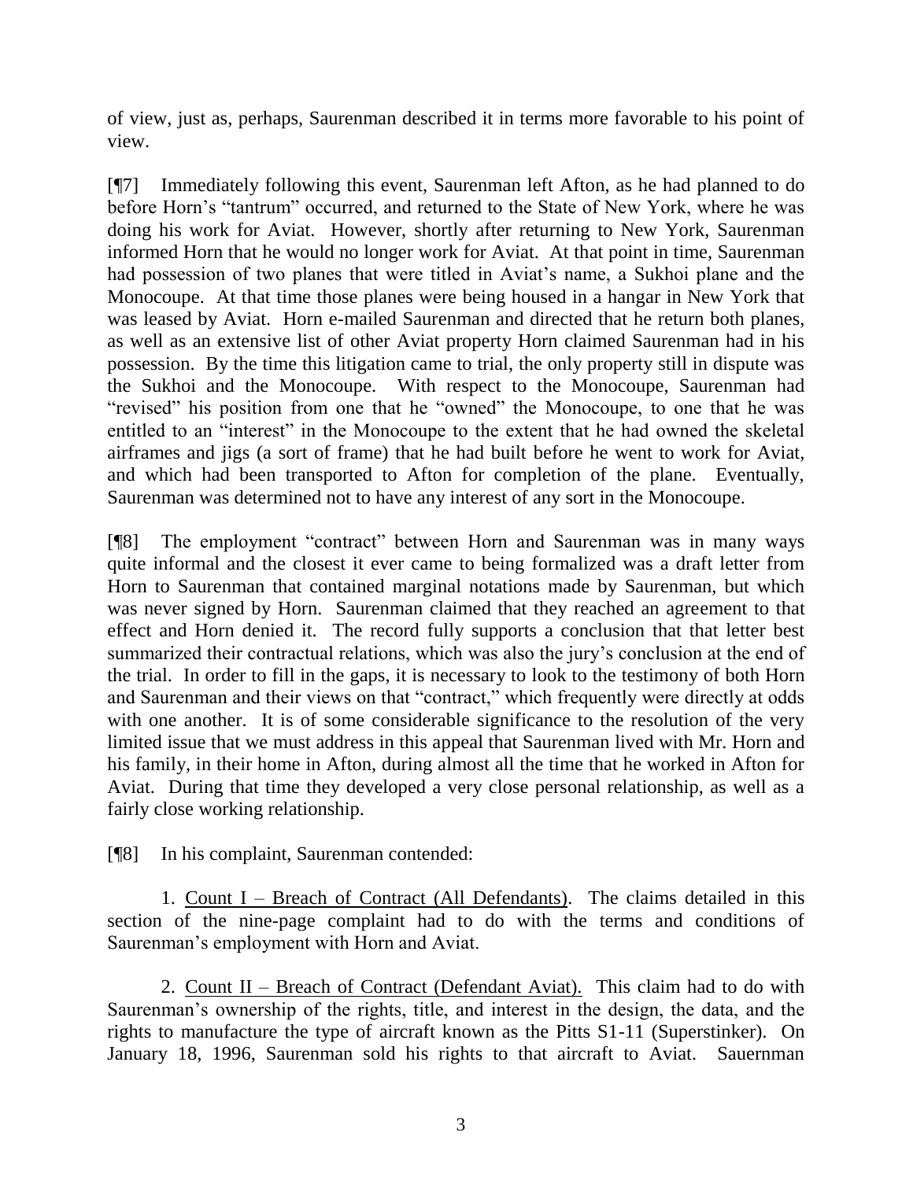of view, just as, perhaps, Saurenman described it in terms more favorable to his point of view.

[¶7] Immediately following this event, Saurenman left Afton, as he had planned to do before Horn's "tantrum" occurred, and returned to the State of New York, where he was doing his work for Aviat. However, shortly after returning to New York, Saurenman informed Horn that he would no longer work for Aviat. At that point in time, Saurenman had possession of two planes that were titled in Aviat's name, a Sukhoi plane and the Monocoupe. At that time those planes were being housed in a hangar in New York that was leased by Aviat. Horn e-mailed Saurenman and directed that he return both planes, as well as an extensive list of other Aviat property Horn claimed Saurenman had in his possession. By the time this litigation came to trial, the only property still in dispute was the Sukhoi and the Monocoupe. With respect to the Monocoupe, Saurenman had "revised" his position from one that he "owned" the Monocoupe, to one that he was entitled to an "interest" in the Monocoupe to the extent that he had owned the skeletal airframes and jigs (a sort of frame) that he had built before he went to work for Aviat, and which had been transported to Afton for completion of the plane. Eventually, Saurenman was determined not to have any interest of any sort in the Monocoupe.

[¶8] The employment "contract" between Horn and Saurenman was in many ways quite informal and the closest it ever came to being formalized was a draft letter from Horn to Saurenman that contained marginal notations made by Saurenman, but which was never signed by Horn. Saurenman claimed that they reached an agreement to that effect and Horn denied it. The record fully supports a conclusion that that letter best summarized their contractual relations, which was also the jury's conclusion at the end of the trial. In order to fill in the gaps, it is necessary to look to the testimony of both Horn and Saurenman and their views on that "contract," which frequently were directly at odds with one another. It is of some considerable significance to the resolution of the very limited issue that we must address in this appeal that Saurenman lived with Mr. Horn and his family, in their home in Afton, during almost all the time that he worked in Afton for Aviat. During that time they developed a very close personal relationship, as well as a fairly close working relationship.

[¶8] In his complaint, Saurenman contended:

1. <u>Count I – Breach of Contract (All Defendants)</u>. The claims detailed in this section of the nine-page complaint had to do with the terms and conditions of Saurenman's employment with Horn and Aviat.

2. <u>Count II – Breach of Contract (Defendant Aviat)</u>. This claim had to do with Saurenman's ownership of the rights, title, and interest in the design, the data, and the rights to manufacture the type of aircraft known as the Pitts S1-11 (Superstinker). On January 18, 1996, Saurenman sold his rights to that aircraft to Aviat. Sauernman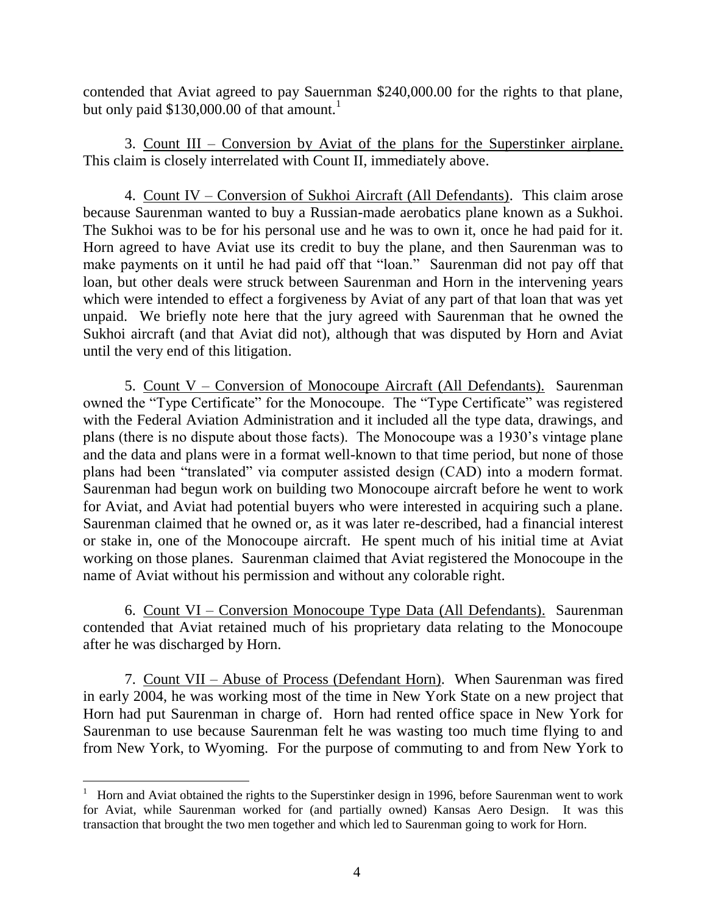contended that Aviat agreed to pay Sauernman $240,000.00 for the rights to that plane, but only paid $130,000.00 of that amount.[1]

3. Count III – Conversion by Aviat of the plans for the Superstinker airplane. This claim is closely interrelated with Count II, immediately above.

4. Count IV – Conversion of Sukhoi Aircraft (All Defendants). This claim arose because Saurenman wanted to buy a Russian-made aerobatics plane known as a Sukhoi. The Sukhoi was to be for his personal use and he was to own it, once he had paid for it. Horn agreed to have Aviat use its credit to buy the plane, and then Saurenman was to make payments on it until he had paid off that "loan." Saurenman did not pay off that loan, but other deals were struck between Saurenman and Horn in the intervening years which were intended to effect a forgiveness by Aviat of any part of that loan that was yet unpaid. We briefly note here that the jury agreed with Saurenman that he owned the Sukhoi aircraft (and that Aviat did not), although that was disputed by Horn and Aviat until the very end of this litigation.

5. Count V – Conversion of Monocoupe Aircraft (All Defendants). Saurenman owned the "Type Certificate" for the Monocoupe. The "Type Certificate" was registered with the Federal Aviation Administration and it included all the type data, drawings, and plans (there is no dispute about those facts). The Monocoupe was a 1930's vintage plane and the data and plans were in a format well-known to that time period, but none of those plans had been "translated" via computer assisted design (CAD) into a modern format. Saurenman had begun work on building two Monocoupe aircraft before he went to work for Aviat, and Aviat had potential buyers who were interested in acquiring such a plane. Saurenman claimed that he owned or, as it was later re-described, had a financial interest or stake in, one of the Monocoupe aircraft. He spent much of his initial time at Aviat working on those planes. Saurenman claimed that Aviat registered the Monocoupe in the name of Aviat without his permission and without any colorable right.

6. Count VI – Conversion Monocoupe Type Data (All Defendants). Saurenman contended that Aviat retained much of his proprietary data relating to the Monocoupe after he was discharged by Horn.

7. Count VII – Abuse of Process (Defendant Horn). When Saurenman was fired in early 2004, he was working most of the time in New York State on a new project that Horn had put Saurenman in charge of. Horn had rented office space in New York for Saurenman to use because Saurenman felt he was wasting too much time flying to and from New York, to Wyoming. For the purpose of commuting to and from New York to

[1] Horn and Aviat obtained the rights to the Superstinker design in 1996, before Saurenman went to work for Aviat, while Saurenman worked for (and partially owned) Kansas Aero Design. It was this transaction that brought the two men together and which led to Saurenman going to work for Horn.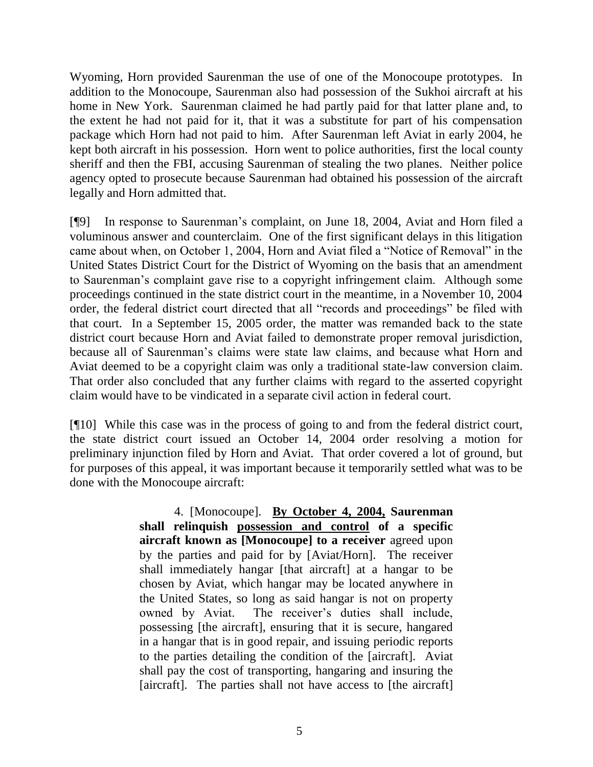Wyoming, Horn provided Saurenman the use of one of the Monocoupe prototypes. In addition to the Monocoupe, Saurenman also had possession of the Sukhoi aircraft at his home in New York. Saurenman claimed he had partly paid for that latter plane and, to the extent he had not paid for it, that it was a substitute for part of his compensation package which Horn had not paid to him. After Saurenman left Aviat in early 2004, he kept both aircraft in his possession. Horn went to police authorities, first the local county sheriff and then the FBI, accusing Saurenman of stealing the two planes. Neither police agency opted to prosecute because Saurenman had obtained his possession of the aircraft legally and Horn admitted that.

[¶9] In response to Saurenman's complaint, on June 18, 2004, Aviat and Horn filed a voluminous answer and counterclaim. One of the first significant delays in this litigation came about when, on October 1, 2004, Horn and Aviat filed a "Notice of Removal" in the United States District Court for the District of Wyoming on the basis that an amendment to Saurenman's complaint gave rise to a copyright infringement claim. Although some proceedings continued in the state district court in the meantime, in a November 10, 2004 order, the federal district court directed that all "records and proceedings" be filed with that court. In a September 15, 2005 order, the matter was remanded back to the state district court because Horn and Aviat failed to demonstrate proper removal jurisdiction, because all of Saurenman's claims were state law claims, and because what Horn and Aviat deemed to be a copyright claim was only a traditional state-law conversion claim. That order also concluded that any further claims with regard to the asserted copyright claim would have to be vindicated in a separate civil action in federal court.

[¶10] While this case was in the process of going to and from the federal district court, the state district court issued an October 14, 2004 order resolving a motion for preliminary injunction filed by Horn and Aviat. That order covered a lot of ground, but for purposes of this appeal, it was important because it temporarily settled what was to be done with the Monocoupe aircraft:

> 4. [Monocoupe]. **<u>By October 4, 2004,</u> Saurenman shall relinquish <u>possession and control</u> of a specific aircraft known as [Monocoupe] to a receiver** agreed upon by the parties and paid for by [Aviat/Horn]. The receiver shall immediately hangar [that aircraft] at a hangar to be chosen by Aviat, which hangar may be located anywhere in the United States, so long as said hangar is not on property owned by Aviat. The receiver's duties shall include, possessing [the aircraft], ensuring that it is secure, hangared in a hangar that is in good repair, and issuing periodic reports to the parties detailing the condition of the [aircraft]. Aviat shall pay the cost of transporting, hangaring and insuring the [aircraft]. The parties shall not have access to [the aircraft]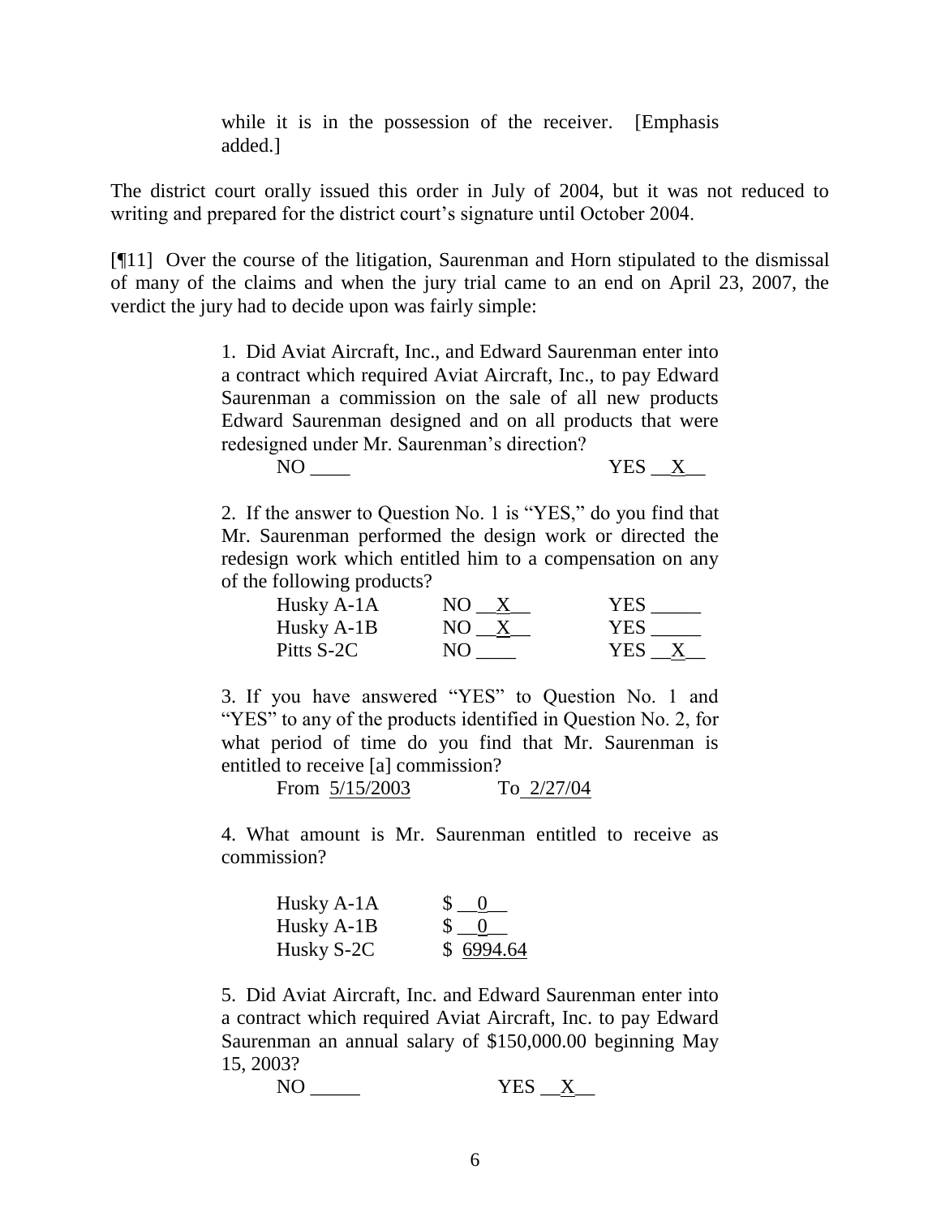> while it is in the possession of the receiver. [Emphasis added.]

The district court orally issued this order in July of 2004, but it was not reduced to writing and prepared for the district court's signature until October 2004.

[¶11] Over the course of the litigation, Saurenman and Horn stipulated to the dismissal of many of the claims and when the jury trial came to an end on April 23, 2007, the verdict the jury had to decide upon was fairly simple:

> 1. Did Aviat Aircraft, Inc., and Edward Saurenman enter into a contract which required Aviat Aircraft, Inc., to pay Edward Saurenman a commission on the sale of all new products Edward Saurenman designed and on all products that were redesigned under Mr. Saurenman's direction?
>
> NO ____ YES __X__
>
> 2. If the answer to Question No. 1 is "YES," do you find that Mr. Saurenman performed the design work or directed the redesign work which entitled him to a compensation on any of the following products?
>
> | | | |
> |---|---|---|
> | Husky A-1A | NO __X__ | YES _____ |
> | Husky A-1B | NO __X__ | YES _____ |
> | Pitts S-2C | NO ____ | YES __X__ |
>
> 3. If you have answered "YES" to Question No. 1 and "YES" to any of the products identified in Question No. 2, for what period of time do you find that Mr. Saurenman is entitled to receive [a] commission?
>
> From 5/15/2003 To 2/27/04
>
> 4. What amount is Mr. Saurenman entitled to receive as commission?
>
> | | |
> |---|---|
> | Husky A-1A | $ __0__ |
> | Husky A-1B | $ __0__ |
> | Husky S-2C | $ 6994.64 |
>
> 5. Did Aviat Aircraft, Inc. and Edward Saurenman enter into a contract which required Aviat Aircraft, Inc. to pay Edward Saurenman an annual salary of $150,000.00 beginning May 15, 2003?
>
> NO _____ YES __X__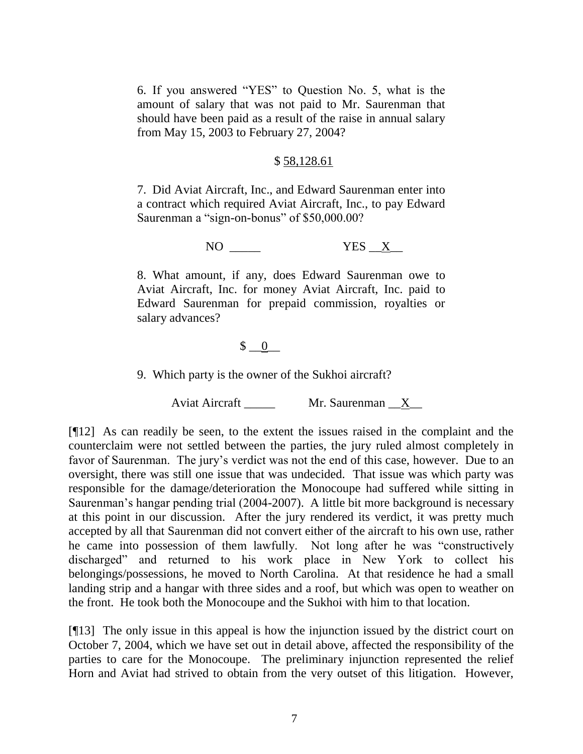6. If you answered "YES" to Question No. 5, what is the amount of salary that was not paid to Mr. Saurenman that should have been paid as a result of the raise in annual salary from May 15, 2003 to February 27, 2004?

$ 58,128.61

7. Did Aviat Aircraft, Inc., and Edward Saurenman enter into a contract which required Aviat Aircraft, Inc., to pay Edward Saurenman a "sign-on-bonus" of $50,000.00?

NO _____ YES __X__

8. What amount, if any, does Edward Saurenman owe to Aviat Aircraft, Inc. for money Aviat Aircraft, Inc. paid to Edward Saurenman for prepaid commission, royalties or salary advances?

$ __0__

9. Which party is the owner of the Sukhoi aircraft?

Aviat Aircraft _____ Mr. Saurenman __X__

[¶12] As can readily be seen, to the extent the issues raised in the complaint and the counterclaim were not settled between the parties, the jury ruled almost completely in favor of Saurenman. The jury's verdict was not the end of this case, however. Due to an oversight, there was still one issue that was undecided. That issue was which party was responsible for the damage/deterioration the Monocoupe had suffered while sitting in Saurenman's hangar pending trial (2004-2007). A little bit more background is necessary at this point in our discussion. After the jury rendered its verdict, it was pretty much accepted by all that Saurenman did not convert either of the aircraft to his own use, rather he came into possession of them lawfully. Not long after he was "constructively discharged" and returned to his work place in New York to collect his belongings/possessions, he moved to North Carolina. At that residence he had a small landing strip and a hangar with three sides and a roof, but which was open to weather on the front. He took both the Monocoupe and the Sukhoi with him to that location.

[¶13] The only issue in this appeal is how the injunction issued by the district court on October 7, 2004, which we have set out in detail above, affected the responsibility of the parties to care for the Monocoupe. The preliminary injunction represented the relief Horn and Aviat had strived to obtain from the very outset of this litigation. However,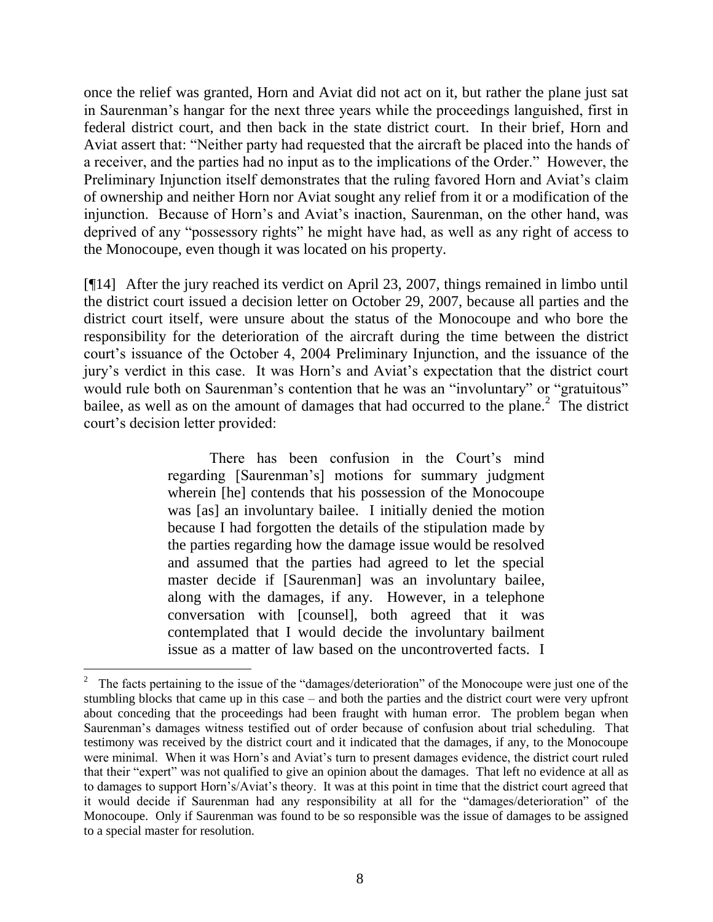once the relief was granted, Horn and Aviat did not act on it, but rather the plane just sat in Saurenman's hangar for the next three years while the proceedings languished, first in federal district court, and then back in the state district court. In their brief, Horn and Aviat assert that: "Neither party had requested that the aircraft be placed into the hands of a receiver, and the parties had no input as to the implications of the Order." However, the Preliminary Injunction itself demonstrates that the ruling favored Horn and Aviat's claim of ownership and neither Horn nor Aviat sought any relief from it or a modification of the injunction. Because of Horn's and Aviat's inaction, Saurenman, on the other hand, was deprived of any "possessory rights" he might have had, as well as any right of access to the Monocoupe, even though it was located on his property.

[¶14] After the jury reached its verdict on April 23, 2007, things remained in limbo until the district court issued a decision letter on October 29, 2007, because all parties and the district court itself, were unsure about the status of the Monocoupe and who bore the responsibility for the deterioration of the aircraft during the time between the district court's issuance of the October 4, 2004 Preliminary Injunction, and the issuance of the jury's verdict in this case. It was Horn's and Aviat's expectation that the district court would rule both on Saurenman's contention that he was an "involuntary" or "gratuitous" bailee, as well as on the amount of damages that had occurred to the plane.[2] The district court's decision letter provided:

> There has been confusion in the Court's mind regarding [Saurenman's] motions for summary judgment wherein [he] contends that his possession of the Monocoupe was [as] an involuntary bailee. I initially denied the motion because I had forgotten the details of the stipulation made by the parties regarding how the damage issue would be resolved and assumed that the parties had agreed to let the special master decide if [Saurenman] was an involuntary bailee, along with the damages, if any. However, in a telephone conversation with [counsel], both agreed that it was contemplated that I would decide the involuntary bailment issue as a matter of law based on the uncontroverted facts. I

---

[2] The facts pertaining to the issue of the "damages/deterioration" of the Monocoupe were just one of the stumbling blocks that came up in this case – and both the parties and the district court were very upfront about conceding that the proceedings had been fraught with human error. The problem began when Saurenman's damages witness testified out of order because of confusion about trial scheduling. That testimony was received by the district court and it indicated that the damages, if any, to the Monocoupe were minimal. When it was Horn's and Aviat's turn to present damages evidence, the district court ruled that their "expert" was not qualified to give an opinion about the damages. That left no evidence at all as to damages to support Horn's/Aviat's theory. It was at this point in time that the district court agreed that it would decide if Saurenman had any responsibility at all for the "damages/deterioration" of the Monocoupe. Only if Saurenman was found to be so responsible was the issue of damages to be assigned to a special master for resolution.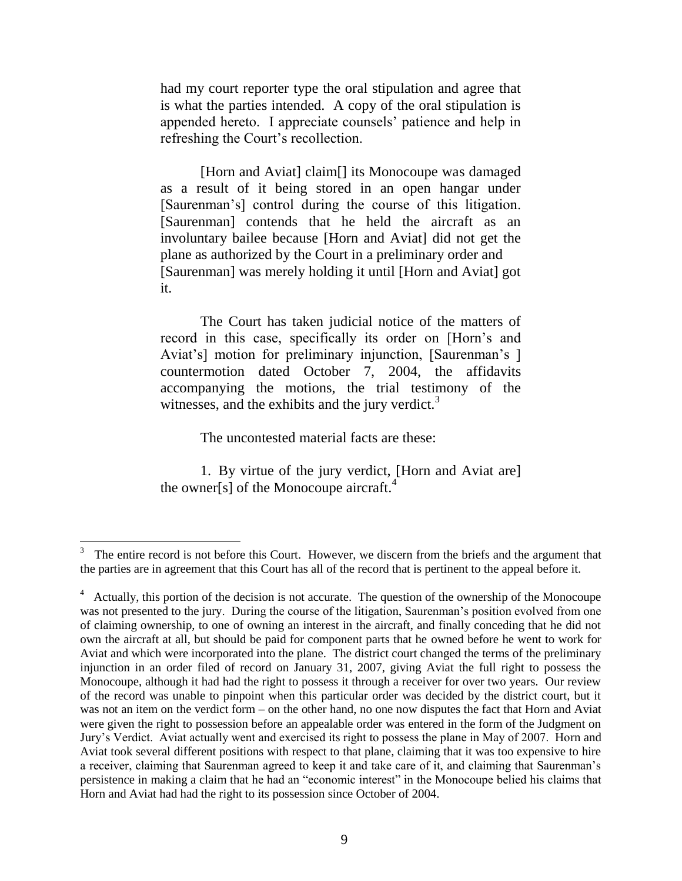had my court reporter type the oral stipulation and agree that is what the parties intended. A copy of the oral stipulation is appended hereto. I appreciate counsels' patience and help in refreshing the Court's recollection.

[Horn and Aviat] claim[] its Monocoupe was damaged as a result of it being stored in an open hangar under [Saurenman's] control during the course of this litigation. [Saurenman] contends that he held the aircraft as an involuntary bailee because [Horn and Aviat] did not get the plane as authorized by the Court in a preliminary order and [Saurenman] was merely holding it until [Horn and Aviat] got it.

The Court has taken judicial notice of the matters of record in this case, specifically its order on [Horn's and Aviat's] motion for preliminary injunction, [Saurenman's ] countermotion dated October 7, 2004, the affidavits accompanying the motions, the trial testimony of the witnesses, and the exhibits and the jury verdict.[3]

The uncontested material facts are these:

1. By virtue of the jury verdict, [Horn and Aviat are] the owner[s] of the Monocoupe aircraft.[4]

---

[3] The entire record is not before this Court. However, we discern from the briefs and the argument that the parties are in agreement that this Court has all of the record that is pertinent to the appeal before it.

[4] Actually, this portion of the decision is not accurate. The question of the ownership of the Monocoupe was not presented to the jury. During the course of the litigation, Saurenman's position evolved from one of claiming ownership, to one of owning an interest in the aircraft, and finally conceding that he did not own the aircraft at all, but should be paid for component parts that he owned before he went to work for Aviat and which were incorporated into the plane. The district court changed the terms of the preliminary injunction in an order filed of record on January 31, 2007, giving Aviat the full right to possess the Monocoupe, although it had had the right to possess it through a receiver for over two years. Our review of the record was unable to pinpoint when this particular order was decided by the district court, but it was not an item on the verdict form – on the other hand, no one now disputes the fact that Horn and Aviat were given the right to possession before an appealable order was entered in the form of the Judgment on Jury's Verdict. Aviat actually went and exercised its right to possess the plane in May of 2007. Horn and Aviat took several different positions with respect to that plane, claiming that it was too expensive to hire a receiver, claiming that Saurenman agreed to keep it and take care of it, and claiming that Saurenman's persistence in making a claim that he had an "economic interest" in the Monocoupe belied his claims that Horn and Aviat had had the right to its possession since October of 2004.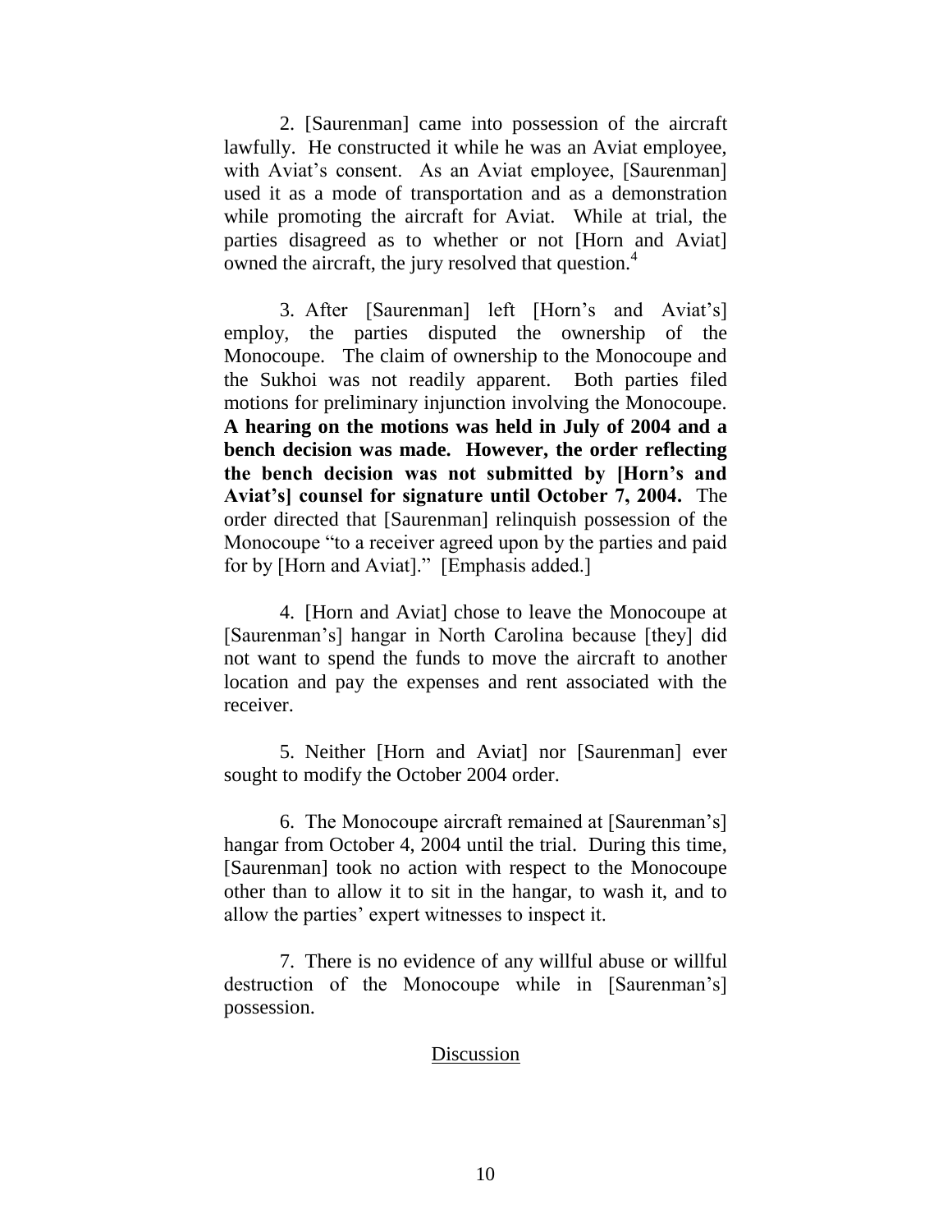2. [Saurenman] came into possession of the aircraft lawfully. He constructed it while he was an Aviat employee, with Aviat's consent. As an Aviat employee, [Saurenman] used it as a mode of transportation and as a demonstration while promoting the aircraft for Aviat. While at trial, the parties disagreed as to whether or not [Horn and Aviat] owned the aircraft, the jury resolved that question.[4]

3. After [Saurenman] left [Horn's and Aviat's] employ, the parties disputed the ownership of the Monocoupe. The claim of ownership to the Monocoupe and the Sukhoi was not readily apparent. Both parties filed motions for preliminary injunction involving the Monocoupe. **A hearing on the motions was held in July of 2004 and a bench decision was made. However, the order reflecting the bench decision was not submitted by [Horn's and Aviat's] counsel for signature until October 7, 2004.** The order directed that [Saurenman] relinquish possession of the Monocoupe "to a receiver agreed upon by the parties and paid for by [Horn and Aviat]." [Emphasis added.]

4. [Horn and Aviat] chose to leave the Monocoupe at [Saurenman's] hangar in North Carolina because [they] did not want to spend the funds to move the aircraft to another location and pay the expenses and rent associated with the receiver.

5. Neither [Horn and Aviat] nor [Saurenman] ever sought to modify the October 2004 order.

6. The Monocoupe aircraft remained at [Saurenman's] hangar from October 4, 2004 until the trial. During this time, [Saurenman] took no action with respect to the Monocoupe other than to allow it to sit in the hangar, to wash it, and to allow the parties' expert witnesses to inspect it.

7. There is no evidence of any willful abuse or willful destruction of the Monocoupe while in [Saurenman's] possession.

Discussion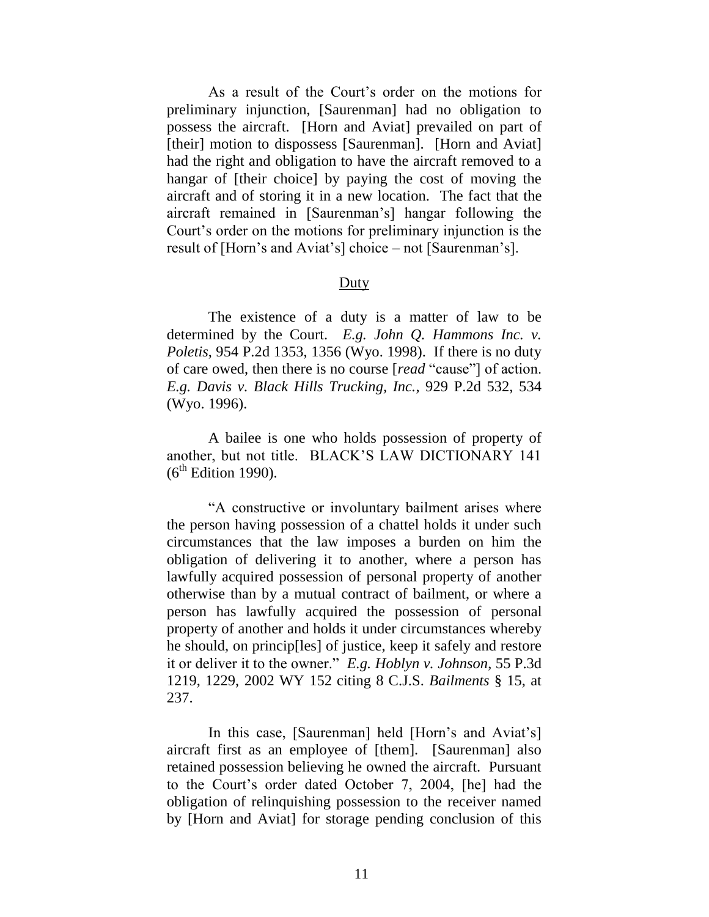As a result of the Court's order on the motions for preliminary injunction, [Saurenman] had no obligation to possess the aircraft. [Horn and Aviat] prevailed on part of [their] motion to dispossess [Saurenman]. [Horn and Aviat] had the right and obligation to have the aircraft removed to a hangar of [their choice] by paying the cost of moving the aircraft and of storing it in a new location. The fact that the aircraft remained in [Saurenman's] hangar following the Court's order on the motions for preliminary injunction is the result of [Horn's and Aviat's] choice – not [Saurenman's].

<u>Duty</u>

The existence of a duty is a matter of law to be determined by the Court. *E.g. John Q. Hammons Inc. v. Poletis*, 954 P.2d 1353, 1356 (Wyo. 1998). If there is no duty of care owed, then there is no course [*read* "cause"] of action. *E.g. Davis v. Black Hills Trucking, Inc.*, 929 P.2d 532, 534 (Wyo. 1996).

A bailee is one who holds possession of property of another, but not title. BLACK'S LAW DICTIONARY 141 (6th Edition 1990).

"A constructive or involuntary bailment arises where the person having possession of a chattel holds it under such circumstances that the law imposes a burden on him the obligation of delivering it to another, where a person has lawfully acquired possession of personal property of another otherwise than by a mutual contract of bailment, or where a person has lawfully acquired the possession of personal property of another and holds it under circumstances whereby he should, on princip[les] of justice, keep it safely and restore it or deliver it to the owner." *E.g. Hoblyn v. Johnson*, 55 P.3d 1219, 1229, 2002 WY 152 citing 8 C.J.S. *Bailments* § 15, at 237.

In this case, [Saurenman] held [Horn's and Aviat's] aircraft first as an employee of [them]. [Saurenman] also retained possession believing he owned the aircraft. Pursuant to the Court's order dated October 7, 2004, [he] had the obligation of relinquishing possession to the receiver named by [Horn and Aviat] for storage pending conclusion of this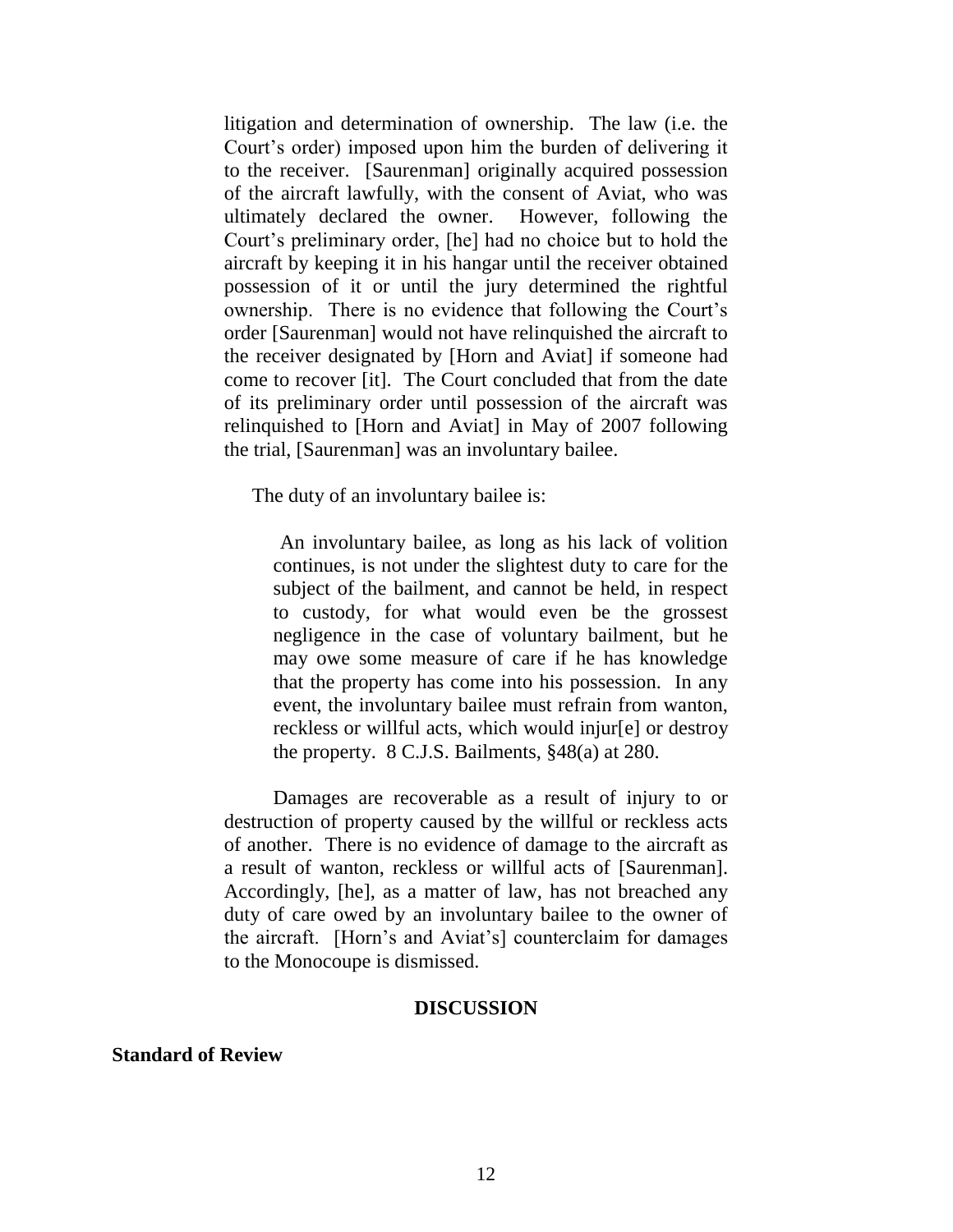litigation and determination of ownership. The law (i.e. the Court's order) imposed upon him the burden of delivering it to the receiver. [Saurenman] originally acquired possession of the aircraft lawfully, with the consent of Aviat, who was ultimately declared the owner. However, following the Court's preliminary order, [he] had no choice but to hold the aircraft by keeping it in his hangar until the receiver obtained possession of it or until the jury determined the rightful ownership. There is no evidence that following the Court's order [Saurenman] would not have relinquished the aircraft to the receiver designated by [Horn and Aviat] if someone had come to recover [it]. The Court concluded that from the date of its preliminary order until possession of the aircraft was relinquished to [Horn and Aviat] in May of 2007 following the trial, [Saurenman] was an involuntary bailee.

The duty of an involuntary bailee is:

> An involuntary bailee, as long as his lack of volition continues, is not under the slightest duty to care for the subject of the bailment, and cannot be held, in respect to custody, for what would even be the grossest negligence in the case of voluntary bailment, but he may owe some measure of care if he has knowledge that the property has come into his possession. In any event, the involuntary bailee must refrain from wanton, reckless or willful acts, which would injur[e] or destroy the property. 8 C.J.S. Bailments, §48(a) at 280.

Damages are recoverable as a result of injury to or destruction of property caused by the willful or reckless acts of another. There is no evidence of damage to the aircraft as a result of wanton, reckless or willful acts of [Saurenman]. Accordingly, [he], as a matter of law, has not breached any duty of care owed by an involuntary bailee to the owner of the aircraft. [Horn's and Aviat's] counterclaim for damages to the Monocoupe is dismissed.

## DISCUSSION

### Standard of Review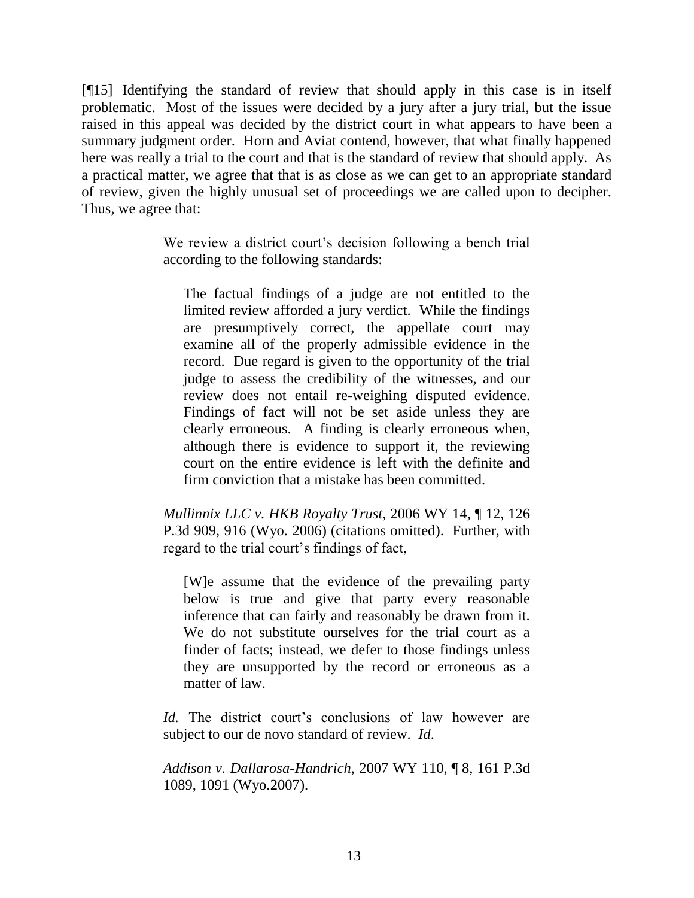[¶15] Identifying the standard of review that should apply in this case is in itself problematic. Most of the issues were decided by a jury after a jury trial, but the issue raised in this appeal was decided by the district court in what appears to have been a summary judgment order. Horn and Aviat contend, however, that what finally happened here was really a trial to the court and that is the standard of review that should apply. As a practical matter, we agree that that is as close as we can get to an appropriate standard of review, given the highly unusual set of proceedings we are called upon to decipher. Thus, we agree that:

> We review a district court's decision following a bench trial according to the following standards:
>
> > The factual findings of a judge are not entitled to the limited review afforded a jury verdict. While the findings are presumptively correct, the appellate court may examine all of the properly admissible evidence in the record. Due regard is given to the opportunity of the trial judge to assess the credibility of the witnesses, and our review does not entail re-weighing disputed evidence. Findings of fact will not be set aside unless they are clearly erroneous. A finding is clearly erroneous when, although there is evidence to support it, the reviewing court on the entire evidence is left with the definite and firm conviction that a mistake has been committed.
>
> *Mullinnix LLC v. HKB Royalty Trust*, 2006 WY 14, ¶ 12, 126 P.3d 909, 916 (Wyo. 2006) (citations omitted). Further, with regard to the trial court's findings of fact,
>
> > [W]e assume that the evidence of the prevailing party below is true and give that party every reasonable inference that can fairly and reasonably be drawn from it. We do not substitute ourselves for the trial court as a finder of facts; instead, we defer to those findings unless they are unsupported by the record or erroneous as a matter of law.
>
> *Id.* The district court's conclusions of law however are subject to our de novo standard of review. *Id*.
>
> *Addison v. Dallarosa-Handrich*, 2007 WY 110, ¶ 8, 161 P.3d 1089, 1091 (Wyo.2007).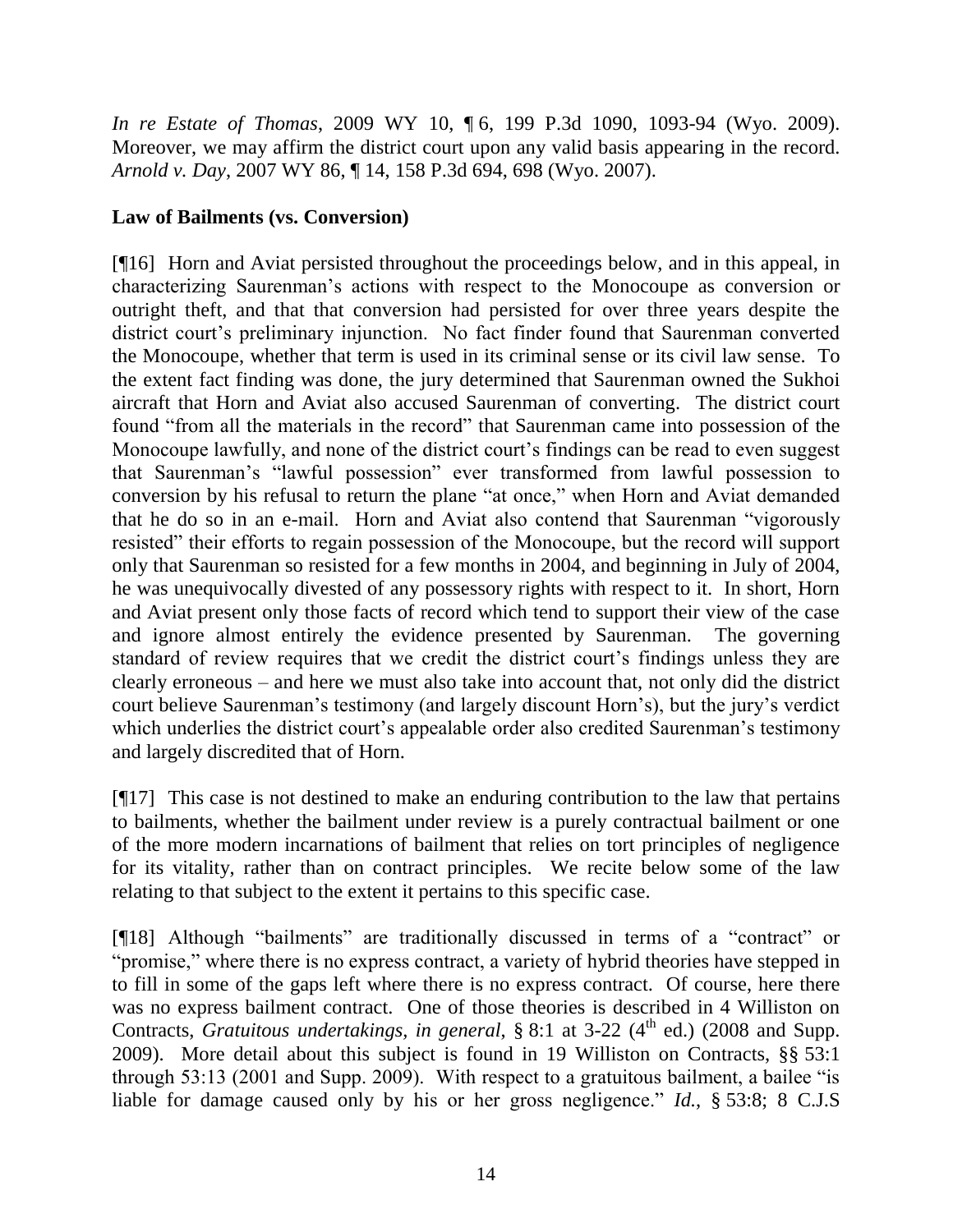*In re Estate of Thomas*, 2009 WY 10, ¶ 6, 199 P.3d 1090, 1093-94 (Wyo. 2009). Moreover, we may affirm the district court upon any valid basis appearing in the record. *Arnold v. Day*, 2007 WY 86, ¶ 14, 158 P.3d 694, 698 (Wyo. 2007).

**Law of Bailments (vs. Conversion)**

[¶16] Horn and Aviat persisted throughout the proceedings below, and in this appeal, in characterizing Saurenman's actions with respect to the Monocoupe as conversion or outright theft, and that that conversion had persisted for over three years despite the district court's preliminary injunction. No fact finder found that Saurenman converted the Monocoupe, whether that term is used in its criminal sense or its civil law sense. To the extent fact finding was done, the jury determined that Saurenman owned the Sukhoi aircraft that Horn and Aviat also accused Saurenman of converting. The district court found "from all the materials in the record" that Saurenman came into possession of the Monocoupe lawfully, and none of the district court's findings can be read to even suggest that Saurenman's "lawful possession" ever transformed from lawful possession to conversion by his refusal to return the plane "at once," when Horn and Aviat demanded that he do so in an e-mail. Horn and Aviat also contend that Saurenman "vigorously resisted" their efforts to regain possession of the Monocoupe, but the record will support only that Saurenman so resisted for a few months in 2004, and beginning in July of 2004, he was unequivocally divested of any possessory rights with respect to it. In short, Horn and Aviat present only those facts of record which tend to support their view of the case and ignore almost entirely the evidence presented by Saurenman. The governing standard of review requires that we credit the district court's findings unless they are clearly erroneous – and here we must also take into account that, not only did the district court believe Saurenman's testimony (and largely discount Horn's), but the jury's verdict which underlies the district court's appealable order also credited Saurenman's testimony and largely discredited that of Horn.

[¶17] This case is not destined to make an enduring contribution to the law that pertains to bailments, whether the bailment under review is a purely contractual bailment or one of the more modern incarnations of bailment that relies on tort principles of negligence for its vitality, rather than on contract principles. We recite below some of the law relating to that subject to the extent it pertains to this specific case.

[¶18] Although "bailments" are traditionally discussed in terms of a "contract" or "promise," where there is no express contract, a variety of hybrid theories have stepped in to fill in some of the gaps left where there is no express contract. Of course, here there was no express bailment contract. One of those theories is described in 4 Williston on Contracts, *Gratuitous undertakings, in general*, § 8:1 at 3-22 (4th ed.) (2008 and Supp. 2009). More detail about this subject is found in 19 Williston on Contracts, §§ 53:1 through 53:13 (2001 and Supp. 2009). With respect to a gratuitous bailment, a bailee "is liable for damage caused only by his or her gross negligence." *Id.*, § 53:8; 8 C.J.S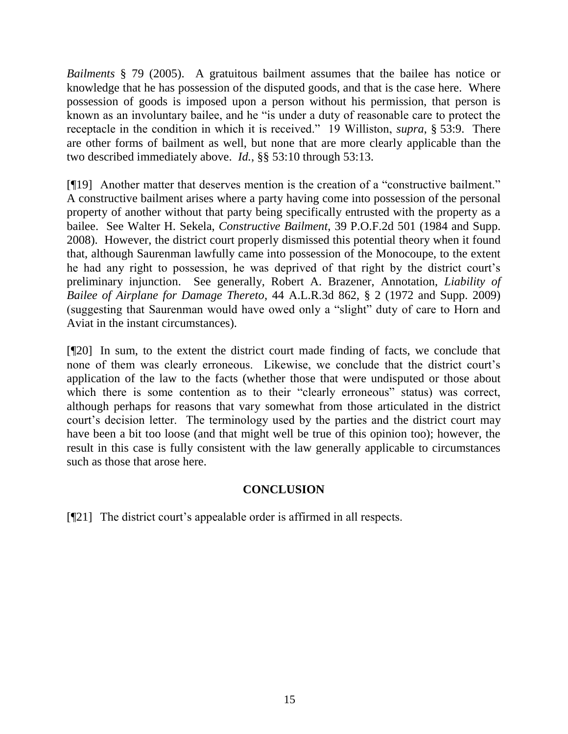*Bailments* § 79 (2005). A gratuitous bailment assumes that the bailee has notice or knowledge that he has possession of the disputed goods, and that is the case here. Where possession of goods is imposed upon a person without his permission, that person is known as an involuntary bailee, and he "is under a duty of reasonable care to protect the receptacle in the condition in which it is received." 19 Williston, *supra*, § 53:9. There are other forms of bailment as well, but none that are more clearly applicable than the two described immediately above. *Id.*, §§ 53:10 through 53:13.

[¶19] Another matter that deserves mention is the creation of a "constructive bailment." A constructive bailment arises where a party having come into possession of the personal property of another without that party being specifically entrusted with the property as a bailee. See Walter H. Sekela, *Constructive Bailment*, 39 P.O.F.2d 501 (1984 and Supp. 2008). However, the district court properly dismissed this potential theory when it found that, although Saurenman lawfully came into possession of the Monocoupe, to the extent he had any right to possession, he was deprived of that right by the district court's preliminary injunction. See generally, Robert A. Brazener, Annotation, *Liability of Bailee of Airplane for Damage Thereto*, 44 A.L.R.3d 862, § 2 (1972 and Supp. 2009) (suggesting that Saurenman would have owed only a "slight" duty of care to Horn and Aviat in the instant circumstances).

[¶20] In sum, to the extent the district court made finding of facts, we conclude that none of them was clearly erroneous. Likewise, we conclude that the district court's application of the law to the facts (whether those that were undisputed or those about which there is some contention as to their "clearly erroneous" status) was correct, although perhaps for reasons that vary somewhat from those articulated in the district court's decision letter. The terminology used by the parties and the district court may have been a bit too loose (and that might well be true of this opinion too); however, the result in this case is fully consistent with the law generally applicable to circumstances such as those that arose here.

## CONCLUSION

[¶21] The district court's appealable order is affirmed in all respects.